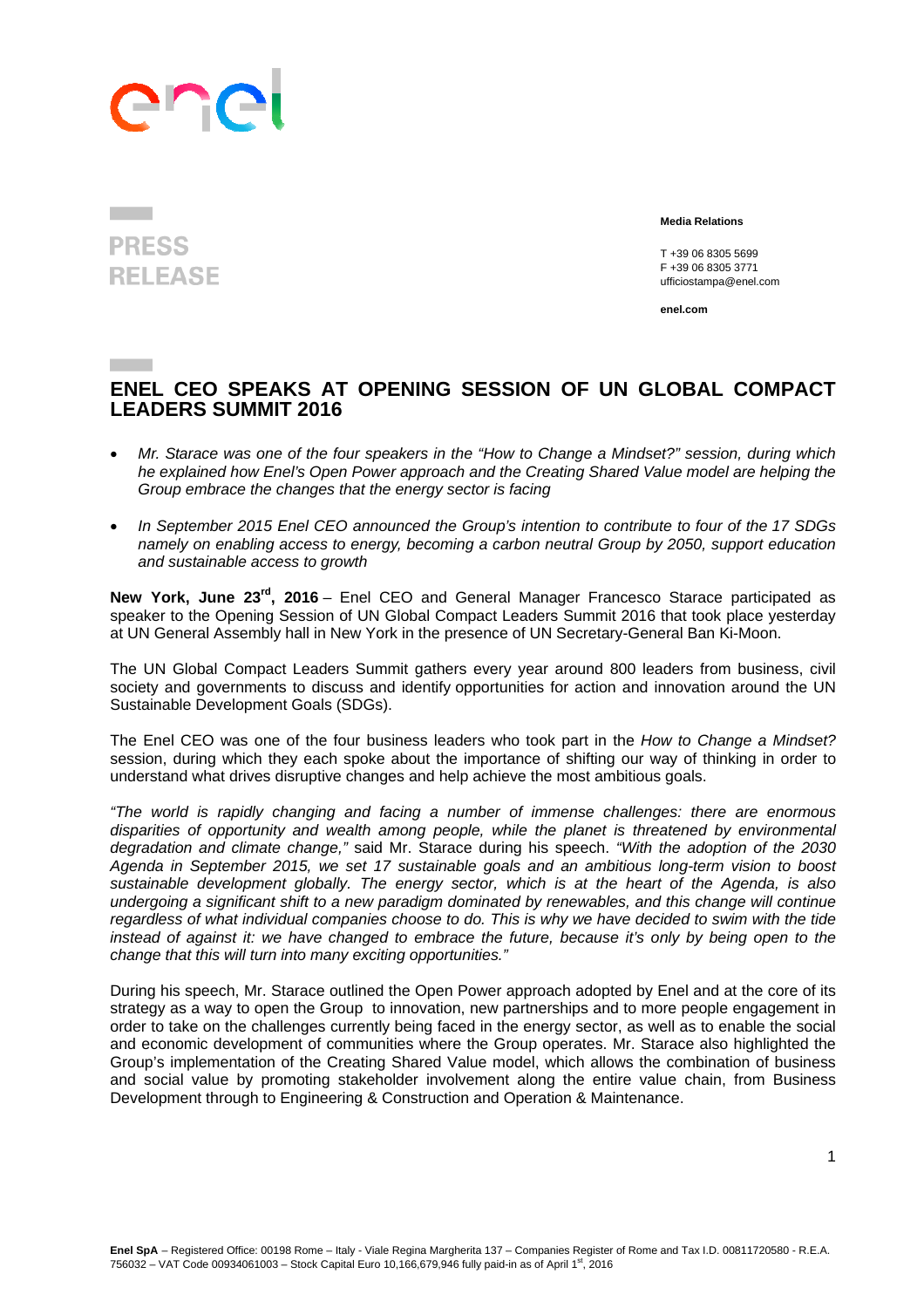PRESS RELEASE

**Media Relations**

T +39 06 8305 5699
F +39 06 8305 3771
ufficiostampa@enel.com

**enel.com**

# ENEL CEO SPEAKS AT OPENING SESSION OF UN GLOBAL COMPACT LEADERS SUMMIT 2016

- *Mr. Starace was one of the four speakers in the "How to Change a Mindset?" session, during which he explained how Enel's Open Power approach and the Creating Shared Value model are helping the Group embrace the changes that the energy sector is facing*
- *In September 2015 Enel CEO announced the Group's intention to contribute to four of the 17 SDGs namely on enabling access to energy, becoming a carbon neutral Group by 2050, support education and sustainable access to growth*

**New York, June 23rd, 2016** – Enel CEO and General Manager Francesco Starace participated as speaker to the Opening Session of UN Global Compact Leaders Summit 2016 that took place yesterday at UN General Assembly hall in New York in the presence of UN Secretary-General Ban Ki-Moon.

The UN Global Compact Leaders Summit gathers every year around 800 leaders from business, civil society and governments to discuss and identify opportunities for action and innovation around the UN Sustainable Development Goals (SDGs).

The Enel CEO was one of the four business leaders who took part in the *How to Change a Mindset?* session, during which they each spoke about the importance of shifting our way of thinking in order to understand what drives disruptive changes and help achieve the most ambitious goals.

*"The world is rapidly changing and facing a number of immense challenges: there are enormous disparities of opportunity and wealth among people, while the planet is threatened by environmental degradation and climate change,"* said Mr. Starace during his speech. *"With the adoption of the 2030 Agenda in September 2015, we set 17 sustainable goals and an ambitious long-term vision to boost sustainable development globally. The energy sector, which is at the heart of the Agenda, is also undergoing a significant shift to a new paradigm dominated by renewables, and this change will continue regardless of what individual companies choose to do. This is why we have decided to swim with the tide instead of against it: we have changed to embrace the future, because it's only by being open to the change that this will turn into many exciting opportunities."*

During his speech, Mr. Starace outlined the Open Power approach adopted by Enel and at the core of its strategy as a way to open the Group to innovation, new partnerships and to more people engagement in order to take on the challenges currently being faced in the energy sector, as well as to enable the social and economic development of communities where the Group operates. Mr. Starace also highlighted the Group's implementation of the Creating Shared Value model, which allows the combination of business and social value by promoting stakeholder involvement along the entire value chain, from Business Development through to Engineering & Construction and Operation & Maintenance.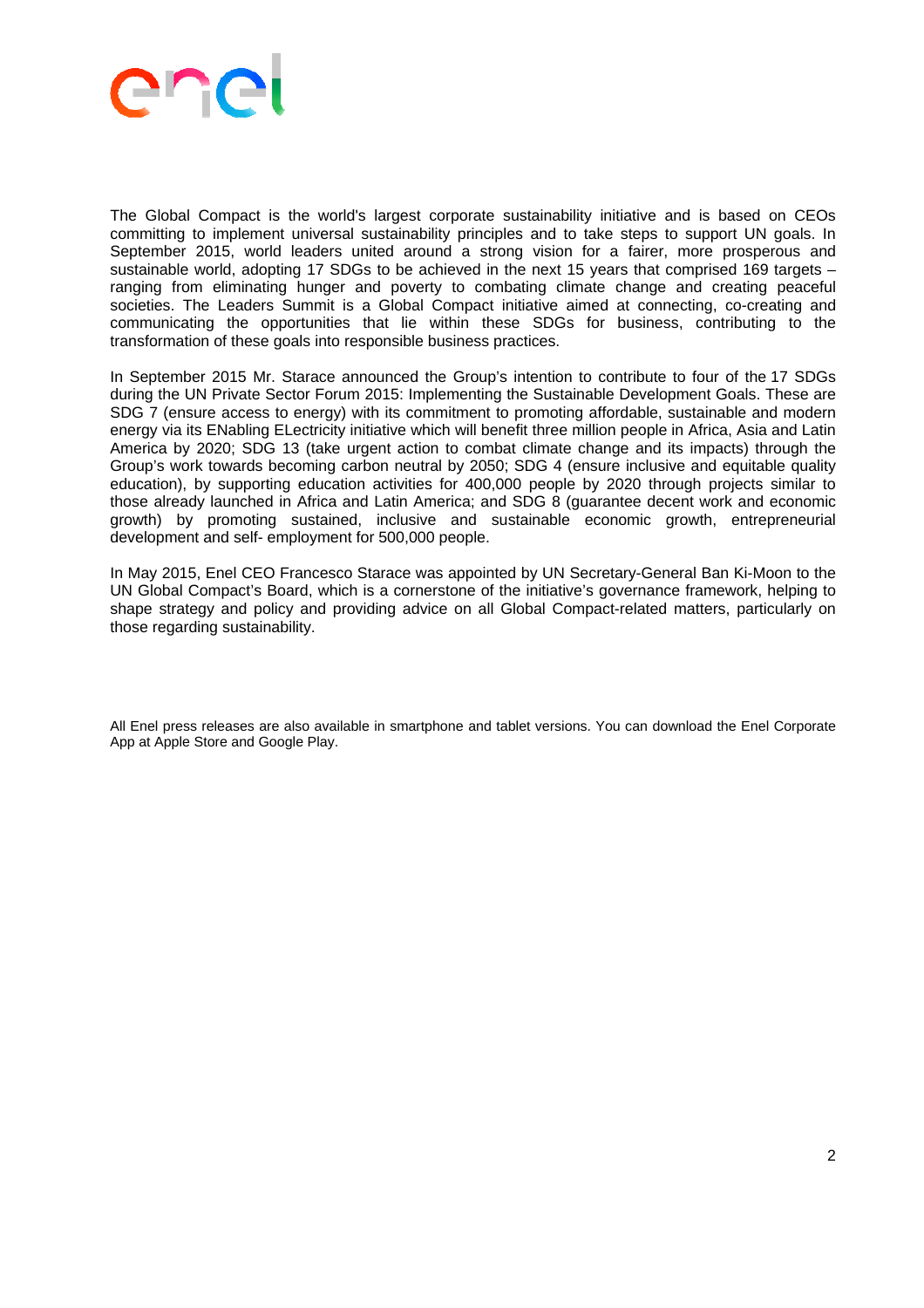The Global Compact is the world's largest corporate sustainability initiative and is based on CEOs committing to implement universal sustainability principles and to take steps to support UN goals. In September 2015, world leaders united around a strong vision for a fairer, more prosperous and sustainable world, adopting 17 SDGs to be achieved in the next 15 years that comprised 169 targets – ranging from eliminating hunger and poverty to combating climate change and creating peaceful societies. The Leaders Summit is a Global Compact initiative aimed at connecting, co-creating and communicating the opportunities that lie within these SDGs for business, contributing to the transformation of these goals into responsible business practices.

In September 2015 Mr. Starace announced the Group's intention to contribute to four of the 17 SDGs during the UN Private Sector Forum 2015: Implementing the Sustainable Development Goals. These are SDG 7 (ensure access to energy) with its commitment to promoting affordable, sustainable and modern energy via its ENabling ELectricity initiative which will benefit three million people in Africa, Asia and Latin America by 2020; SDG 13 (take urgent action to combat climate change and its impacts) through the Group's work towards becoming carbon neutral by 2050; SDG 4 (ensure inclusive and equitable quality education), by supporting education activities for 400,000 people by 2020 through projects similar to those already launched in Africa and Latin America; and SDG 8 (guarantee decent work and economic growth) by promoting sustained, inclusive and sustainable economic growth, entrepreneurial development and self- employment for 500,000 people.

In May 2015, Enel CEO Francesco Starace was appointed by UN Secretary-General Ban Ki-Moon to the UN Global Compact's Board, which is a cornerstone of the initiative's governance framework, helping to shape strategy and policy and providing advice on all Global Compact-related matters, particularly on those regarding sustainability.

All Enel press releases are also available in smartphone and tablet versions. You can download the Enel Corporate App at Apple Store and Google Play.